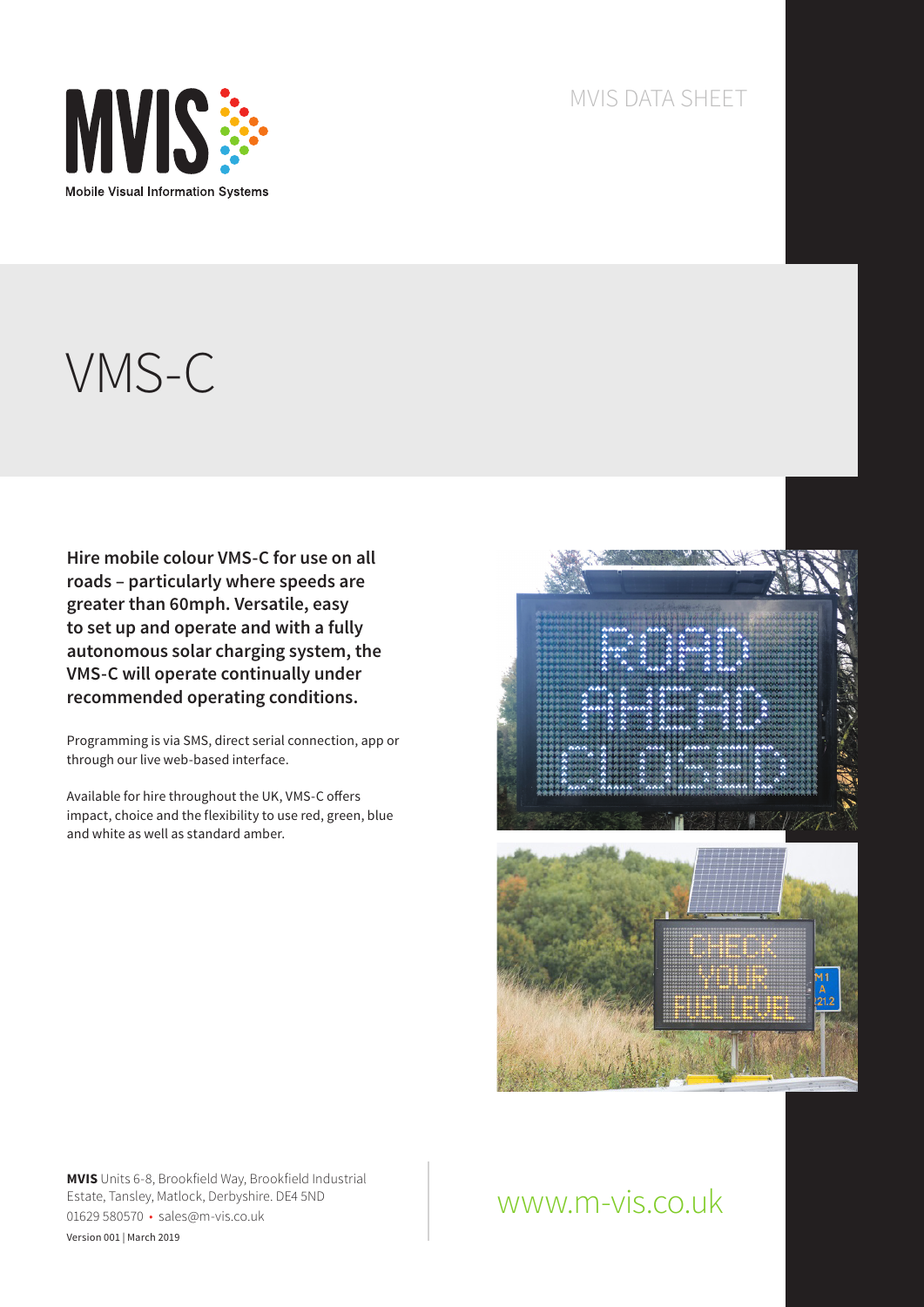MVIS

Mobile Visual Information Systems

MVIS DATA SHEET

# VMS-C

**Hire mobile colour VMS-C for use on all roads – particularly where speeds are greater than 60mph. Versatile, easy to set up and operate and with a fully autonomous solar charging system, the VMS-C will operate continually under recommended operating conditions.**

Programming is via SMS, direct serial connection, app or through our live web-based interface.

Available for hire throughout the UK, VMS-C offers impact, choice and the flexibility to use red, green, blue and white as well as standard amber.

**MVIS** Units 6-8, Brookfield Way, Brookfield Industrial Estate, Tansley, Matlock, Derbyshire. DE4 5ND
01629 580570 • sales@m-vis.co.uk
Version 001 | March 2019

www.m-vis.co.uk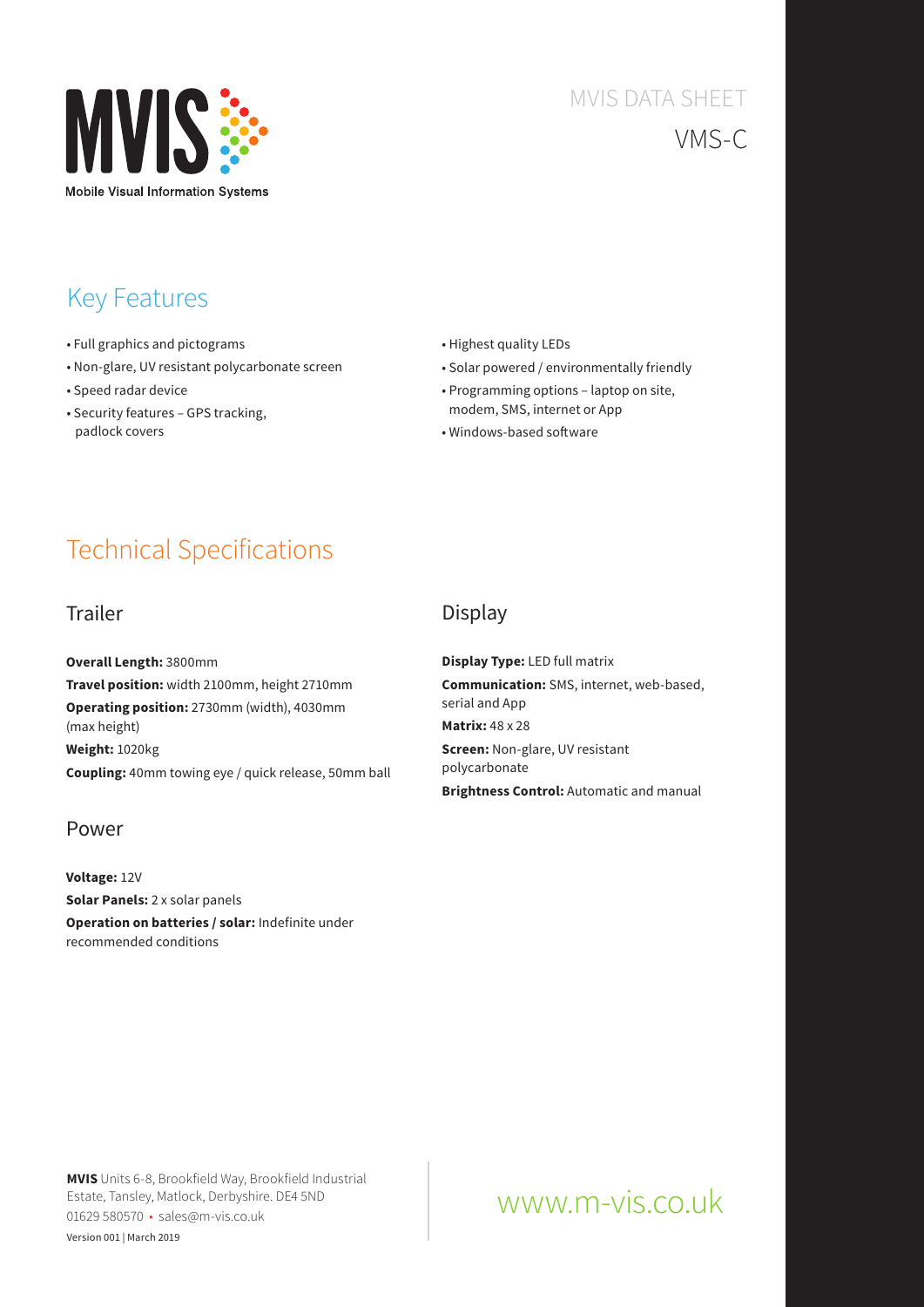MVIS

Mobile Visual Information Systems

MVIS DATA SHEET

VMS-C

## Key Features

- Full graphics and pictograms
- Non-glare, UV resistant polycarbonate screen
- Speed radar device
- Security features – GPS tracking, padlock covers
- Highest quality LEDs
- Solar powered / environmentally friendly
- Programming options – laptop on site, modem, SMS, internet or App
- Windows-based software

## Technical Specifications

### Trailer

**Overall Length:** 3800mm
**Travel position:** width 2100mm, height 2710mm
**Operating position:** 2730mm (width), 4030mm (max height)
**Weight:** 1020kg
**Coupling:** 40mm towing eye / quick release, 50mm ball

### Power

**Voltage:** 12V
**Solar Panels:** 2 x solar panels
**Operation on batteries / solar:** Indefinite under recommended conditions

### Display

**Display Type:** LED full matrix
**Communication:** SMS, internet, web-based, serial and App
**Matrix:** 48 x 28
**Screen:** Non-glare, UV resistant polycarbonate
**Brightness Control:** Automatic and manual

**MVIS** Units 6-8, Brookfield Way, Brookfield Industrial Estate, Tansley, Matlock, Derbyshire. DE4 5ND
01629 580570 • sales@m-vis.co.uk
Version 001 | March 2019

www.m-vis.co.uk